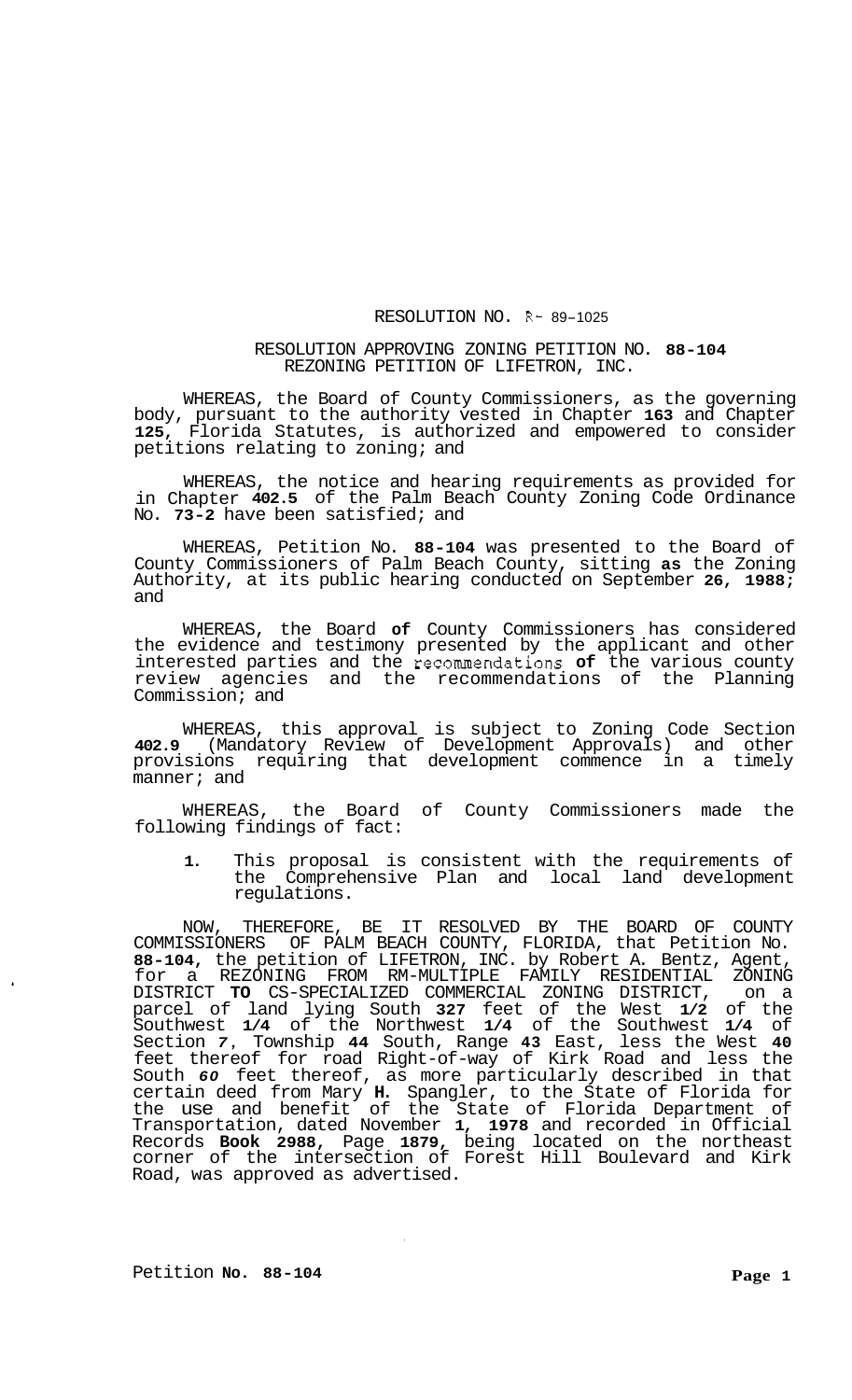RESOLUTION NO. R- 89-1025

RESOLUTION APPROVING ZONING PETITION NO. **88-104**
REZONING PETITION OF LIFETRON, INC.

WHEREAS, the Board of County Commissioners, as the governing body, pursuant to the authority vested in Chapter **163** and Chapter **125**, Florida Statutes, is authorized and empowered to consider petitions relating to zoning; and

WHEREAS, the notice and hearing requirements as provided for in Chapter **402.5** of the Palm Beach County Zoning Code Ordinance No. **73-2** have been satisfied; and

WHEREAS, Petition No. **88-104** was presented to the Board of County Commissioners of Palm Beach County, sitting **as** the Zoning Authority, at its public hearing conducted on September **26, 1988;** and

WHEREAS, the Board **of** County Commissioners has considered the evidence and testimony presented by the applicant and other interested parties and the recommendations **of** the various county review agencies and the recommendations of the Planning Commission; and

WHEREAS, this approval is subject to Zoning Code Section **402.9** (Mandatory Review of Development Approvals) and other provisions requiring that development commence in a timely manner; and

WHEREAS, the Board of County Commissioners made the following findings of fact:

**1.** This proposal is consistent with the requirements of the Comprehensive Plan and local land development regulations.

NOW, THEREFORE, BE IT RESOLVED BY THE BOARD OF COUNTY COMMISSIONERS OF PALM BEACH COUNTY, FLORIDA, that Petition No. **88-104**, the petition of LIFETRON, INC. by Robert A. Bentz, Agent, for a REZONING FROM RM-MULTIPLE FAMILY RESIDENTIAL ZONING DISTRICT **TO** CS-SPECIALIZED COMMERCIAL ZONING DISTRICT, on a parcel of land lying South **327** feet of the West **1/2** of the Southwest **1/4** of the Northwest **1/4** of the Southwest **1/4** of Section **7**, Township **44** South, Range **43** East, less the West **40** feet thereof for road Right-of-way of Kirk Road and less the South ***60*** feet thereof, as more particularly described in that certain deed from Mary **H.** Spangler, to the State of Florida for the use and benefit of the State of Florida Department of Transportation, dated November **1, 1978** and recorded in Official Records **Book 2988**, Page **1879**, being located on the northeast corner of the intersection of Forest Hill Boulevard and Kirk Road, was approved as advertised.

Petition **No. 88-104**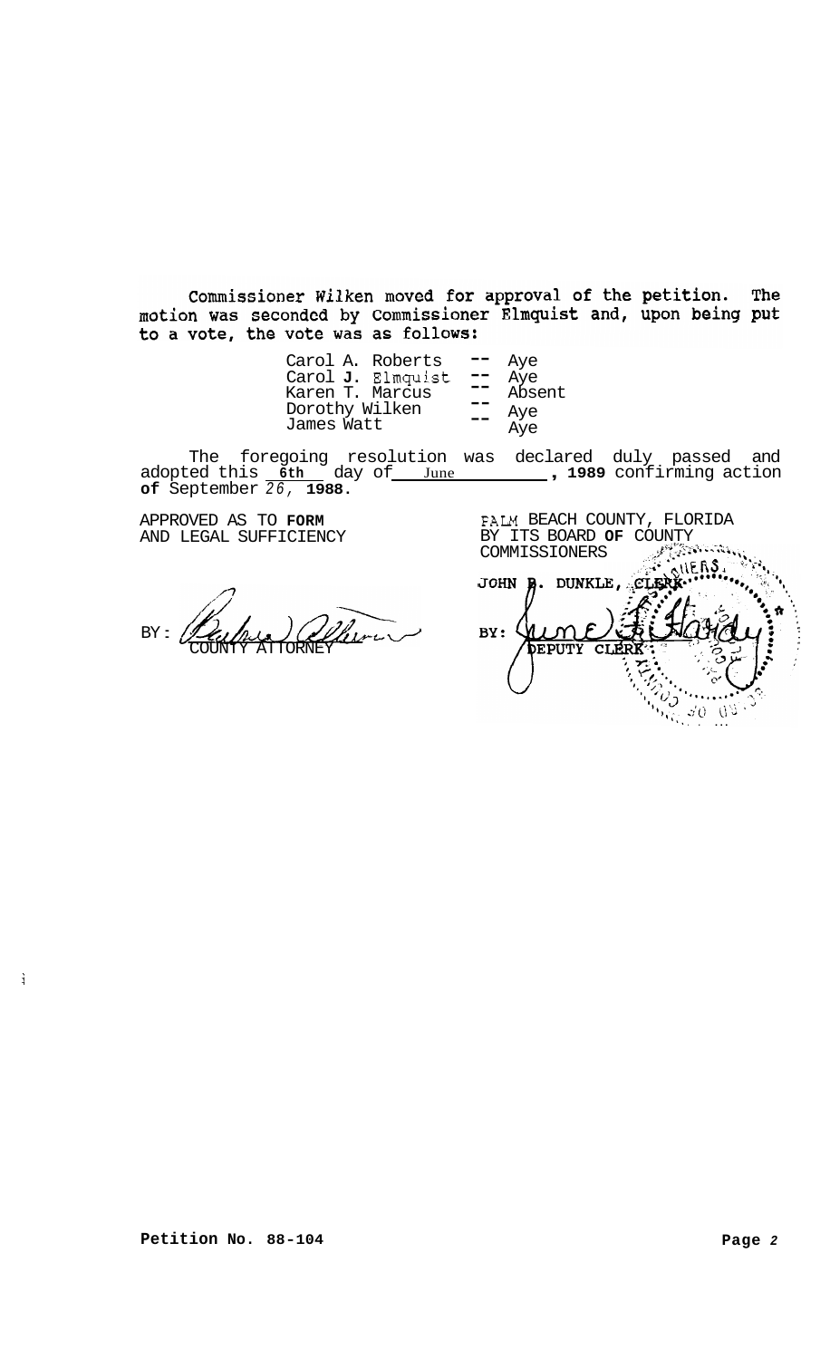Commissioner Wilken moved for approval of the petition. The motion was seconded by Commissioner Elmquist and, upon being put to a vote, the vote was as follows:

| | | |
|---|---|---|
| Carol A. Roberts | -- | Aye |
| Carol J. Elmquist | -- | Aye |
| Karen T. Marcus | -- | Absent |
| Dorothy Wilken | -- | Aye |
| James Watt | -- | Aye |

The foregoing resolution was declared duly passed and adopted this 6th day of June, 1989 confirming action of September 26, 1988.

APPROVED AS TO FORM
AND LEGAL SUFFICIENCY

BY: COUNTY ATTORNEY

PALM BEACH COUNTY, FLORIDA
BY ITS BOARD OF COUNTY
COMMISSIONERS

JOHN B. DUNKLE, CLERK

BY: DEPUTY CLERK

Petition No. 88-104